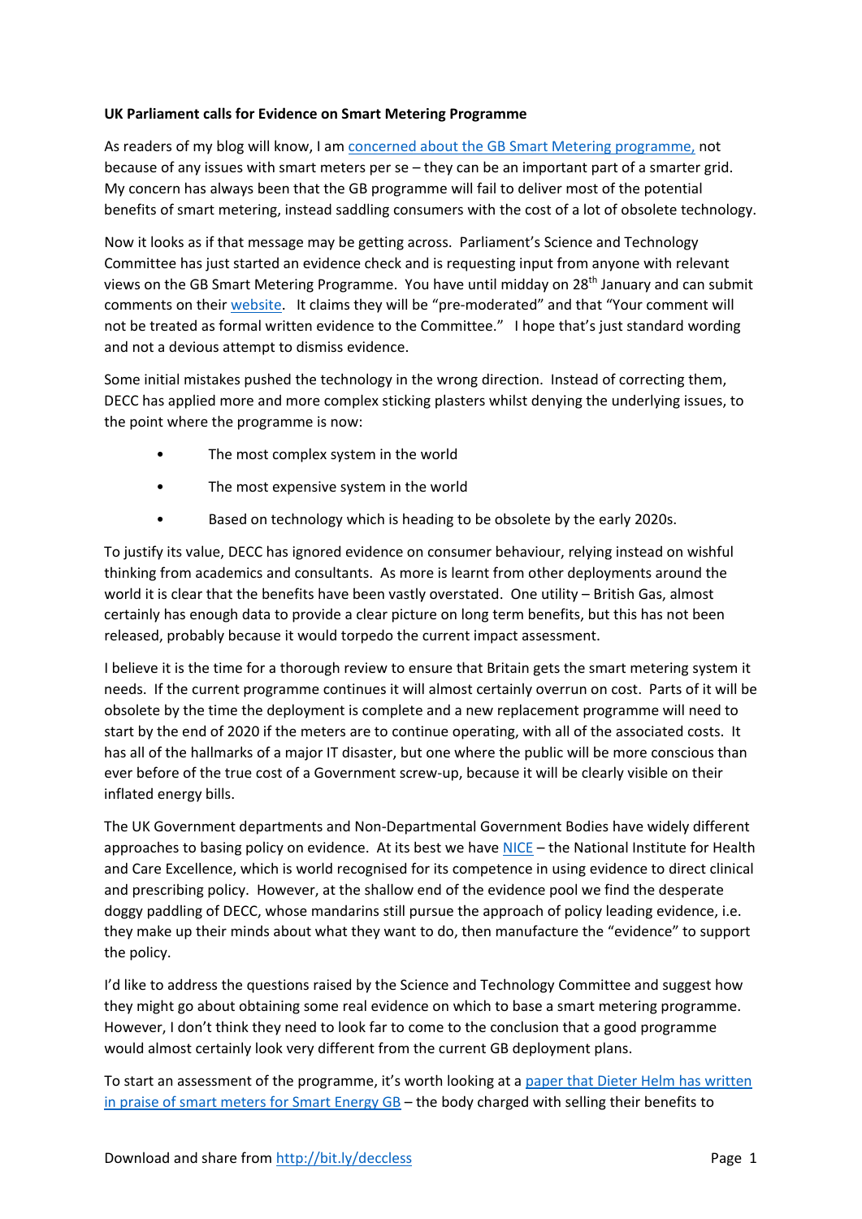**UK Parliament calls for Evidence on Smart Metering Programme**

As readers of my blog will know, I am concerned about the GB Smart Metering programme, not because of any issues with smart meters per se – they can be an important part of a smarter grid. My concern has always been that the GB programme will fail to deliver most of the potential benefits of smart metering, instead saddling consumers with the cost of a lot of obsolete technology.

Now it looks as if that message may be getting across. Parliament's Science and Technology Committee has just started an evidence check and is requesting input from anyone with relevant views on the GB Smart Metering Programme. You have until midday on 28th January and can submit comments on their website. It claims they will be "pre-moderated" and that "Your comment will not be treated as formal written evidence to the Committee." I hope that's just standard wording and not a devious attempt to dismiss evidence.

Some initial mistakes pushed the technology in the wrong direction. Instead of correcting them, DECC has applied more and more complex sticking plasters whilst denying the underlying issues, to the point where the programme is now:

- The most complex system in the world
- The most expensive system in the world
- Based on technology which is heading to be obsolete by the early 2020s.

To justify its value, DECC has ignored evidence on consumer behaviour, relying instead on wishful thinking from academics and consultants. As more is learnt from other deployments around the world it is clear that the benefits have been vastly overstated. One utility – British Gas, almost certainly has enough data to provide a clear picture on long term benefits, but this has not been released, probably because it would torpedo the current impact assessment.

I believe it is the time for a thorough review to ensure that Britain gets the smart metering system it needs. If the current programme continues it will almost certainly overrun on cost. Parts of it will be obsolete by the time the deployment is complete and a new replacement programme will need to start by the end of 2020 if the meters are to continue operating, with all of the associated costs. It has all of the hallmarks of a major IT disaster, but one where the public will be more conscious than ever before of the true cost of a Government screw-up, because it will be clearly visible on their inflated energy bills.

The UK Government departments and Non-Departmental Government Bodies have widely different approaches to basing policy on evidence. At its best we have NICE – the National Institute for Health and Care Excellence, which is world recognised for its competence in using evidence to direct clinical and prescribing policy. However, at the shallow end of the evidence pool we find the desperate doggy paddling of DECC, whose mandarins still pursue the approach of policy leading evidence, i.e. they make up their minds about what they want to do, then manufacture the "evidence" to support the policy.

I'd like to address the questions raised by the Science and Technology Committee and suggest how they might go about obtaining some real evidence on which to base a smart metering programme. However, I don't think they need to look far to come to the conclusion that a good programme would almost certainly look very different from the current GB deployment plans.

To start an assessment of the programme, it's worth looking at a paper that Dieter Helm has written in praise of smart meters for Smart Energy GB – the body charged with selling their benefits to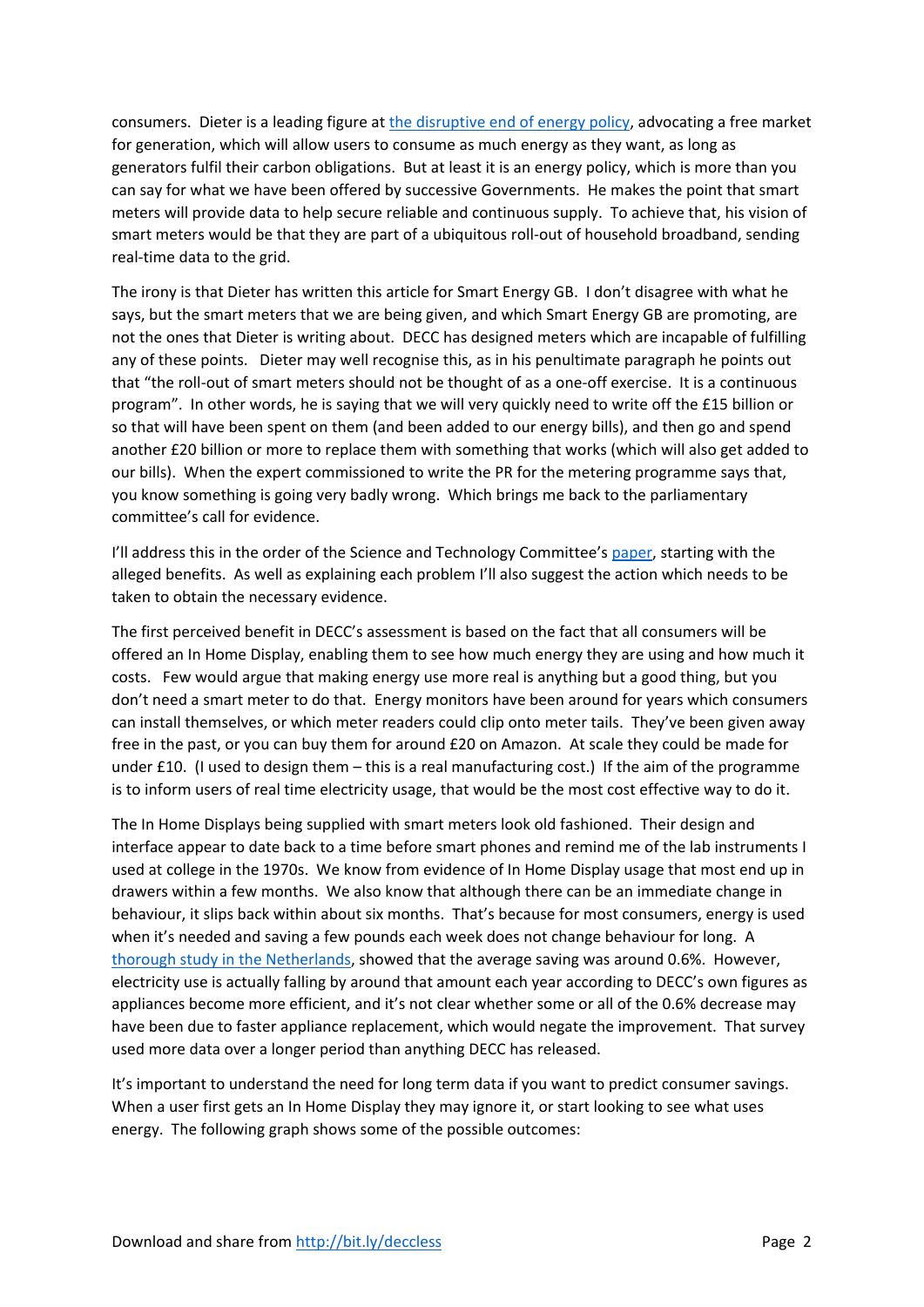consumers. Dieter is a leading figure at the disruptive end of energy policy, advocating a free market for generation, which will allow users to consume as much energy as they want, as long as generators fulfil their carbon obligations. But at least it is an energy policy, which is more than you can say for what we have been offered by successive Governments. He makes the point that smart meters will provide data to help secure reliable and continuous supply. To achieve that, his vision of smart meters would be that they are part of a ubiquitous roll-out of household broadband, sending real-time data to the grid.

The irony is that Dieter has written this article for Smart Energy GB. I don't disagree with what he says, but the smart meters that we are being given, and which Smart Energy GB are promoting, are not the ones that Dieter is writing about. DECC has designed meters which are incapable of fulfilling any of these points. Dieter may well recognise this, as in his penultimate paragraph he points out that "the roll-out of smart meters should not be thought of as a one-off exercise. It is a continuous program". In other words, he is saying that we will very quickly need to write off the £15 billion or so that will have been spent on them (and been added to our energy bills), and then go and spend another £20 billion or more to replace them with something that works (which will also get added to our bills). When the expert commissioned to write the PR for the metering programme says that, you know something is going very badly wrong. Which brings me back to the parliamentary committee's call for evidence.

I'll address this in the order of the Science and Technology Committee's paper, starting with the alleged benefits. As well as explaining each problem I'll also suggest the action which needs to be taken to obtain the necessary evidence.

The first perceived benefit in DECC's assessment is based on the fact that all consumers will be offered an In Home Display, enabling them to see how much energy they are using and how much it costs. Few would argue that making energy use more real is anything but a good thing, but you don't need a smart meter to do that. Energy monitors have been around for years which consumers can install themselves, or which meter readers could clip onto meter tails. They've been given away free in the past, or you can buy them for around £20 on Amazon. At scale they could be made for under £10. (I used to design them – this is a real manufacturing cost.) If the aim of the programme is to inform users of real time electricity usage, that would be the most cost effective way to do it.

The In Home Displays being supplied with smart meters look old fashioned. Their design and interface appear to date back to a time before smart phones and remind me of the lab instruments I used at college in the 1970s. We know from evidence of In Home Display usage that most end up in drawers within a few months. We also know that although there can be an immediate change in behaviour, it slips back within about six months. That's because for most consumers, energy is used when it's needed and saving a few pounds each week does not change behaviour for long. A thorough study in the Netherlands, showed that the average saving was around 0.6%. However, electricity use is actually falling by around that amount each year according to DECC's own figures as appliances become more efficient, and it's not clear whether some or all of the 0.6% decrease may have been due to faster appliance replacement, which would negate the improvement. That survey used more data over a longer period than anything DECC has released.

It's important to understand the need for long term data if you want to predict consumer savings. When a user first gets an In Home Display they may ignore it, or start looking to see what uses energy. The following graph shows some of the possible outcomes: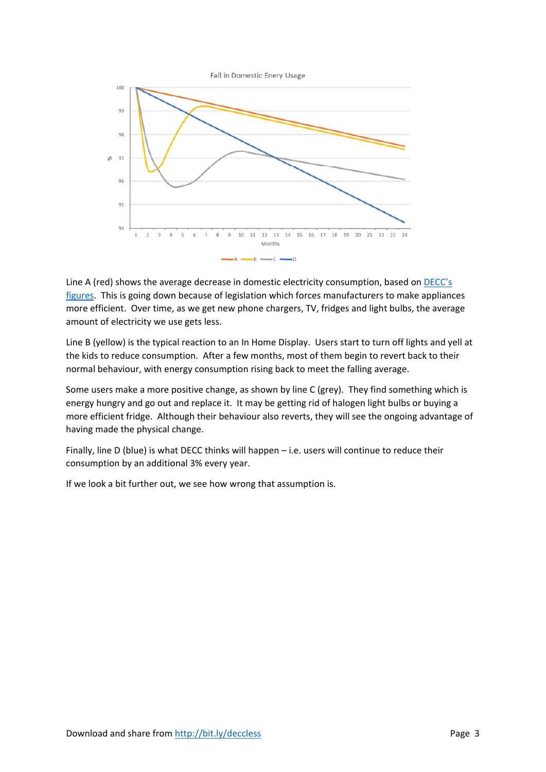Fall in Domestic Enery Usage

Line A (red) shows the average decrease in domestic electricity consumption, based on DECC's figures. This is going down because of legislation which forces manufacturers to make appliances more efficient. Over time, as we get new phone chargers, TV, fridges and light bulbs, the average amount of electricity we use gets less.

Line B (yellow) is the typical reaction to an In Home Display. Users start to turn off lights and yell at the kids to reduce consumption. After a few months, most of them begin to revert back to their normal behaviour, with energy consumption rising back to meet the falling average.

Some users make a more positive change, as shown by line C (grey). They find something which is energy hungry and go out and replace it. It may be getting rid of halogen light bulbs or buying a more efficient fridge. Although their behaviour also reverts, they will see the ongoing advantage of having made the physical change.

Finally, line D (blue) is what DECC thinks will happen – i.e. users will continue to reduce their consumption by an additional 3% every year.

If we look a bit further out, we see how wrong that assumption is.

Download and share from http://bit.ly/deccless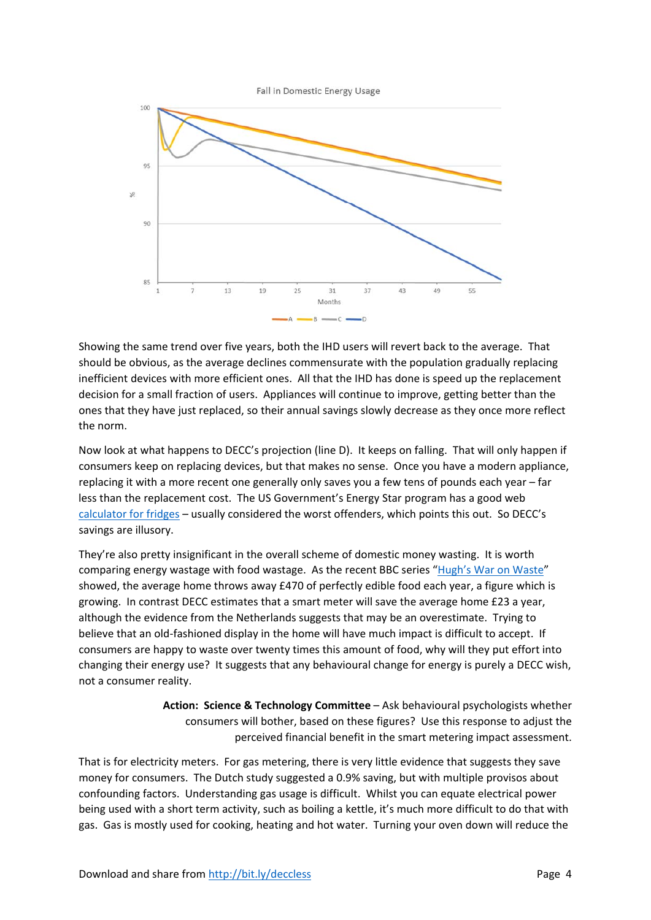Fall in Domestic Energy Usage

Showing the same trend over five years, both the IHD users will revert back to the average. That should be obvious, as the average declines commensurate with the population gradually replacing inefficient devices with more efficient ones. All that the IHD has done is speed up the replacement decision for a small fraction of users. Appliances will continue to improve, getting better than the ones that they have just replaced, so their annual savings slowly decrease as they once more reflect the norm.

Now look at what happens to DECC's projection (line D). It keeps on falling. That will only happen if consumers keep on replacing devices, but that makes no sense. Once you have a modern appliance, replacing it with a more recent one generally only saves you a few tens of pounds each year – far less than the replacement cost. The US Government's Energy Star program has a good web [calculator for fridges](#) – usually considered the worst offenders, which points this out. So DECC's savings are illusory.

They're also pretty insignificant in the overall scheme of domestic money wasting. It is worth comparing energy wastage with food wastage. As the recent BBC series "[Hugh's War on Waste](#)" showed, the average home throws away £470 of perfectly edible food each year, a figure which is growing. In contrast DECC estimates that a smart meter will save the average home £23 a year, although the evidence from the Netherlands suggests that may be an overestimate. Trying to believe that an old-fashioned display in the home will have much impact is difficult to accept. If consumers are happy to waste over twenty times this amount of food, why will they put effort into changing their energy use? It suggests that any behavioural change for energy is purely a DECC wish, not a consumer reality.

> **Action: Science & Technology Committee** – Ask behavioural psychologists whether consumers will bother, based on these figures? Use this response to adjust the perceived financial benefit in the smart metering impact assessment.

That is for electricity meters. For gas metering, there is very little evidence that suggests they save money for consumers. The Dutch study suggested a 0.9% saving, but with multiple provisos about confounding factors. Understanding gas usage is difficult. Whilst you can equate electrical power being used with a short term activity, such as boiling a kettle, it's much more difficult to do that with gas. Gas is mostly used for cooking, heating and hot water. Turning your oven down will reduce the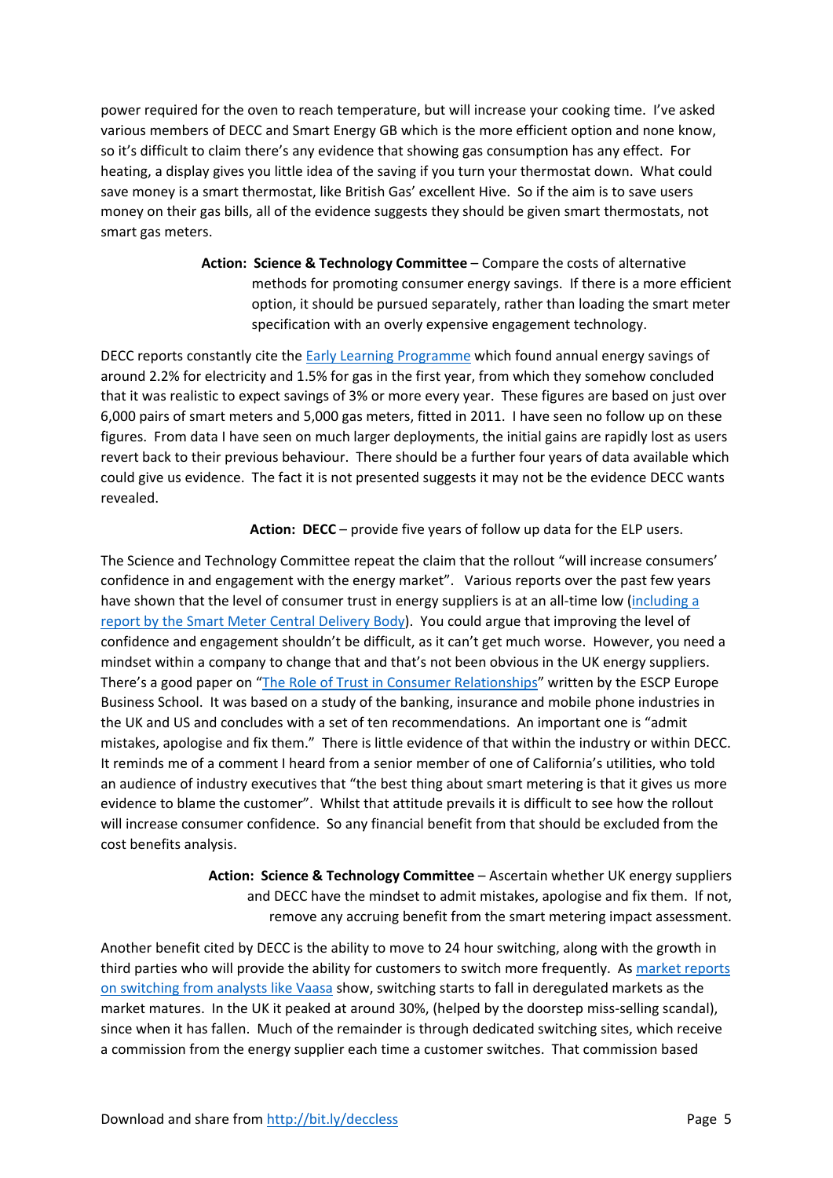power required for the oven to reach temperature, but will increase your cooking time. I've asked various members of DECC and Smart Energy GB which is the more efficient option and none know, so it's difficult to claim there's any evidence that showing gas consumption has any effect. For heating, a display gives you little idea of the saving if you turn your thermostat down. What could save money is a smart thermostat, like British Gas' excellent Hive. So if the aim is to save users money on their gas bills, all of the evidence suggests they should be given smart thermostats, not smart gas meters.

> **Action: Science & Technology Committee** – Compare the costs of alternative methods for promoting consumer energy savings. If there is a more efficient option, it should be pursued separately, rather than loading the smart meter specification with an overly expensive engagement technology.

DECC reports constantly cite the Early Learning Programme which found annual energy savings of around 2.2% for electricity and 1.5% for gas in the first year, from which they somehow concluded that it was realistic to expect savings of 3% or more every year. These figures are based on just over 6,000 pairs of smart meters and 5,000 gas meters, fitted in 2011. I have seen no follow up on these figures. From data I have seen on much larger deployments, the initial gains are rapidly lost as users revert back to their previous behaviour. There should be a further four years of data available which could give us evidence. The fact it is not presented suggests it may not be the evidence DECC wants revealed.

> **Action: DECC** – provide five years of follow up data for the ELP users.

The Science and Technology Committee repeat the claim that the rollout "will increase consumers' confidence in and engagement with the energy market". Various reports over the past few years have shown that the level of consumer trust in energy suppliers is at an all-time low (including a report by the Smart Meter Central Delivery Body). You could argue that improving the level of confidence and engagement shouldn't be difficult, as it can't get much worse. However, you need a mindset within a company to change that and that's not been obvious in the UK energy suppliers. There's a good paper on "The Role of Trust in Consumer Relationships" written by the ESCP Europe Business School. It was based on a study of the banking, insurance and mobile phone industries in the UK and US and concludes with a set of ten recommendations. An important one is "admit mistakes, apologise and fix them." There is little evidence of that within the industry or within DECC. It reminds me of a comment I heard from a senior member of one of California's utilities, who told an audience of industry executives that "the best thing about smart metering is that it gives us more evidence to blame the customer". Whilst that attitude prevails it is difficult to see how the rollout will increase consumer confidence. So any financial benefit from that should be excluded from the cost benefits analysis.

> **Action: Science & Technology Committee** – Ascertain whether UK energy suppliers and DECC have the mindset to admit mistakes, apologise and fix them. If not, remove any accruing benefit from the smart metering impact assessment.

Another benefit cited by DECC is the ability to move to 24 hour switching, along with the growth in third parties who will provide the ability for customers to switch more frequently. As market reports on switching from analysts like Vaasa show, switching starts to fall in deregulated markets as the market matures. In the UK it peaked at around 30%, (helped by the doorstep miss-selling scandal), since when it has fallen. Much of the remainder is through dedicated switching sites, which receive a commission from the energy supplier each time a customer switches. That commission based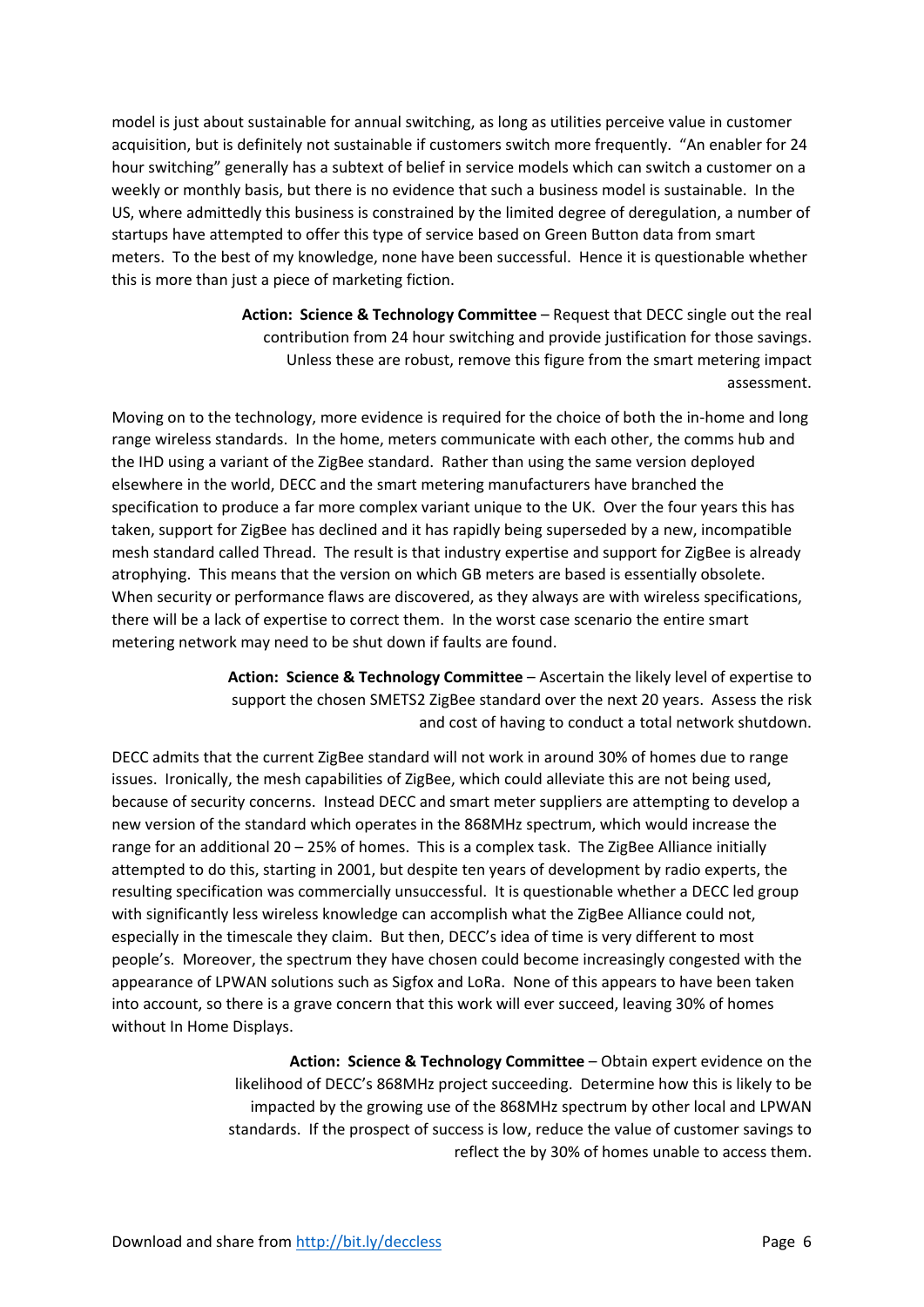model is just about sustainable for annual switching, as long as utilities perceive value in customer acquisition, but is definitely not sustainable if customers switch more frequently. "An enabler for 24 hour switching" generally has a subtext of belief in service models which can switch a customer on a weekly or monthly basis, but there is no evidence that such a business model is sustainable. In the US, where admittedly this business is constrained by the limited degree of deregulation, a number of startups have attempted to offer this type of service based on Green Button data from smart meters. To the best of my knowledge, none have been successful. Hence it is questionable whether this is more than just a piece of marketing fiction.

> **Action: Science & Technology Committee** – Request that DECC single out the real contribution from 24 hour switching and provide justification for those savings. Unless these are robust, remove this figure from the smart metering impact assessment.

Moving on to the technology, more evidence is required for the choice of both the in-home and long range wireless standards. In the home, meters communicate with each other, the comms hub and the IHD using a variant of the ZigBee standard. Rather than using the same version deployed elsewhere in the world, DECC and the smart metering manufacturers have branched the specification to produce a far more complex variant unique to the UK. Over the four years this has taken, support for ZigBee has declined and it has rapidly being superseded by a new, incompatible mesh standard called Thread. The result is that industry expertise and support for ZigBee is already atrophying. This means that the version on which GB meters are based is essentially obsolete. When security or performance flaws are discovered, as they always are with wireless specifications, there will be a lack of expertise to correct them. In the worst case scenario the entire smart metering network may need to be shut down if faults are found.

> **Action: Science & Technology Committee** – Ascertain the likely level of expertise to support the chosen SMETS2 ZigBee standard over the next 20 years. Assess the risk and cost of having to conduct a total network shutdown.

DECC admits that the current ZigBee standard will not work in around 30% of homes due to range issues. Ironically, the mesh capabilities of ZigBee, which could alleviate this are not being used, because of security concerns. Instead DECC and smart meter suppliers are attempting to develop a new version of the standard which operates in the 868MHz spectrum, which would increase the range for an additional 20 – 25% of homes. This is a complex task. The ZigBee Alliance initially attempted to do this, starting in 2001, but despite ten years of development by radio experts, the resulting specification was commercially unsuccessful. It is questionable whether a DECC led group with significantly less wireless knowledge can accomplish what the ZigBee Alliance could not, especially in the timescale they claim. But then, DECC's idea of time is very different to most people's. Moreover, the spectrum they have chosen could become increasingly congested with the appearance of LPWAN solutions such as Sigfox and LoRa. None of this appears to have been taken into account, so there is a grave concern that this work will ever succeed, leaving 30% of homes without In Home Displays.

> **Action: Science & Technology Committee** – Obtain expert evidence on the likelihood of DECC's 868MHz project succeeding. Determine how this is likely to be impacted by the growing use of the 868MHz spectrum by other local and LPWAN standards. If the prospect of success is low, reduce the value of customer savings to reflect the by 30% of homes unable to access them.

Download and share from http://bit.ly/deccless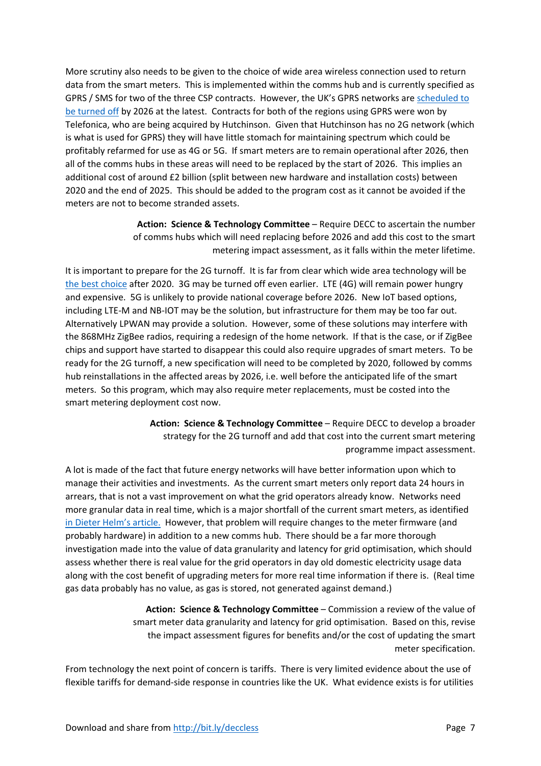More scrutiny also needs to be given to the choice of wide area wireless connection used to return data from the smart meters. This is implemented within the comms hub and is currently specified as GPRS / SMS for two of the three CSP contracts. However, the UK's GPRS networks are scheduled to be turned off by 2026 at the latest. Contracts for both of the regions using GPRS were won by Telefonica, who are being acquired by Hutchinson. Given that Hutchinson has no 2G network (which is what is used for GPRS) they will have little stomach for maintaining spectrum which could be profitably refarmed for use as 4G or 5G. If smart meters are to remain operational after 2026, then all of the comms hubs in these areas will need to be replaced by the start of 2026. This implies an additional cost of around £2 billion (split between new hardware and installation costs) between 2020 and the end of 2025. This should be added to the program cost as it cannot be avoided if the meters are not to become stranded assets.

**Action: Science & Technology Committee** – Require DECC to ascertain the number of comms hubs which will need replacing before 2026 and add this cost to the smart metering impact assessment, as it falls within the meter lifetime.

It is important to prepare for the 2G turnoff. It is far from clear which wide area technology will be the best choice after 2020. 3G may be turned off even earlier. LTE (4G) will remain power hungry and expensive. 5G is unlikely to provide national coverage before 2026. New IoT based options, including LTE-M and NB-IOT may be the solution, but infrastructure for them may be too far out. Alternatively LPWAN may provide a solution. However, some of these solutions may interfere with the 868MHz ZigBee radios, requiring a redesign of the home network. If that is the case, or if ZigBee chips and support have started to disappear this could also require upgrades of smart meters. To be ready for the 2G turnoff, a new specification will need to be completed by 2020, followed by comms hub reinstallations in the affected areas by 2026, i.e. well before the anticipated life of the smart meters. So this program, which may also require meter replacements, must be costed into the smart metering deployment cost now.

**Action: Science & Technology Committee** – Require DECC to develop a broader strategy for the 2G turnoff and add that cost into the current smart metering programme impact assessment.

A lot is made of the fact that future energy networks will have better information upon which to manage their activities and investments. As the current smart meters only report data 24 hours in arrears, that is not a vast improvement on what the grid operators already know. Networks need more granular data in real time, which is a major shortfall of the current smart meters, as identified in Dieter Helm's article. However, that problem will require changes to the meter firmware (and probably hardware) in addition to a new comms hub. There should be a far more thorough investigation made into the value of data granularity and latency for grid optimisation, which should assess whether there is real value for the grid operators in day old domestic electricity usage data along with the cost benefit of upgrading meters for more real time information if there is. (Real time gas data probably has no value, as gas is stored, not generated against demand.)

**Action: Science & Technology Committee** – Commission a review of the value of smart meter data granularity and latency for grid optimisation. Based on this, revise the impact assessment figures for benefits and/or the cost of updating the smart meter specification.

From technology the next point of concern is tariffs. There is very limited evidence about the use of flexible tariffs for demand-side response in countries like the UK. What evidence exists is for utilities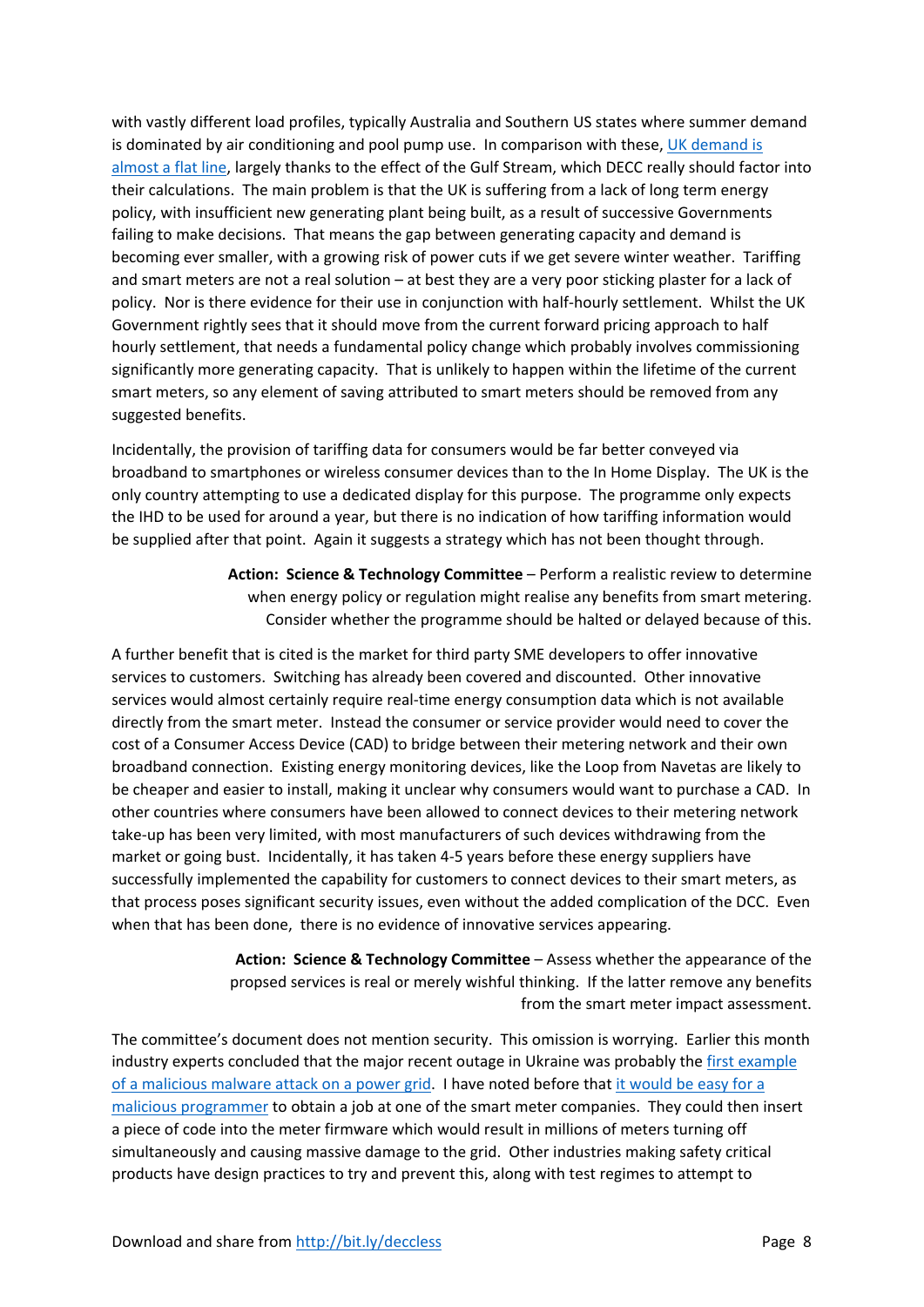with vastly different load profiles, typically Australia and Southern US states where summer demand is dominated by air conditioning and pool pump use. In comparison with these, UK demand is almost a flat line, largely thanks to the effect of the Gulf Stream, which DECC really should factor into their calculations. The main problem is that the UK is suffering from a lack of long term energy policy, with insufficient new generating plant being built, as a result of successive Governments failing to make decisions. That means the gap between generating capacity and demand is becoming ever smaller, with a growing risk of power cuts if we get severe winter weather. Tariffing and smart meters are not a real solution – at best they are a very poor sticking plaster for a lack of policy. Nor is there evidence for their use in conjunction with half-hourly settlement. Whilst the UK Government rightly sees that it should move from the current forward pricing approach to half hourly settlement, that needs a fundamental policy change which probably involves commissioning significantly more generating capacity. That is unlikely to happen within the lifetime of the current smart meters, so any element of saving attributed to smart meters should be removed from any suggested benefits.

Incidentally, the provision of tariffing data for consumers would be far better conveyed via broadband to smartphones or wireless consumer devices than to the In Home Display. The UK is the only country attempting to use a dedicated display for this purpose. The programme only expects the IHD to be used for around a year, but there is no indication of how tariffing information would be supplied after that point. Again it suggests a strategy which has not been thought through.

> **Action: Science & Technology Committee** – Perform a realistic review to determine when energy policy or regulation might realise any benefits from smart metering. Consider whether the programme should be halted or delayed because of this.

A further benefit that is cited is the market for third party SME developers to offer innovative services to customers. Switching has already been covered and discounted. Other innovative services would almost certainly require real-time energy consumption data which is not available directly from the smart meter. Instead the consumer or service provider would need to cover the cost of a Consumer Access Device (CAD) to bridge between their metering network and their own broadband connection. Existing energy monitoring devices, like the Loop from Navetas are likely to be cheaper and easier to install, making it unclear why consumers would want to purchase a CAD. In other countries where consumers have been allowed to connect devices to their metering network take-up has been very limited, with most manufacturers of such devices withdrawing from the market or going bust. Incidentally, it has taken 4-5 years before these energy suppliers have successfully implemented the capability for customers to connect devices to their smart meters, as that process poses significant security issues, even without the added complication of the DCC. Even when that has been done, there is no evidence of innovative services appearing.

> **Action: Science & Technology Committee** – Assess whether the appearance of the propsed services is real or merely wishful thinking. If the latter remove any benefits from the smart meter impact assessment.

The committee's document does not mention security. This omission is worrying. Earlier this month industry experts concluded that the major recent outage in Ukraine was probably the first example of a malicious malware attack on a power grid. I have noted before that it would be easy for a malicious programmer to obtain a job at one of the smart meter companies. They could then insert a piece of code into the meter firmware which would result in millions of meters turning off simultaneously and causing massive damage to the grid. Other industries making safety critical products have design practices to try and prevent this, along with test regimes to attempt to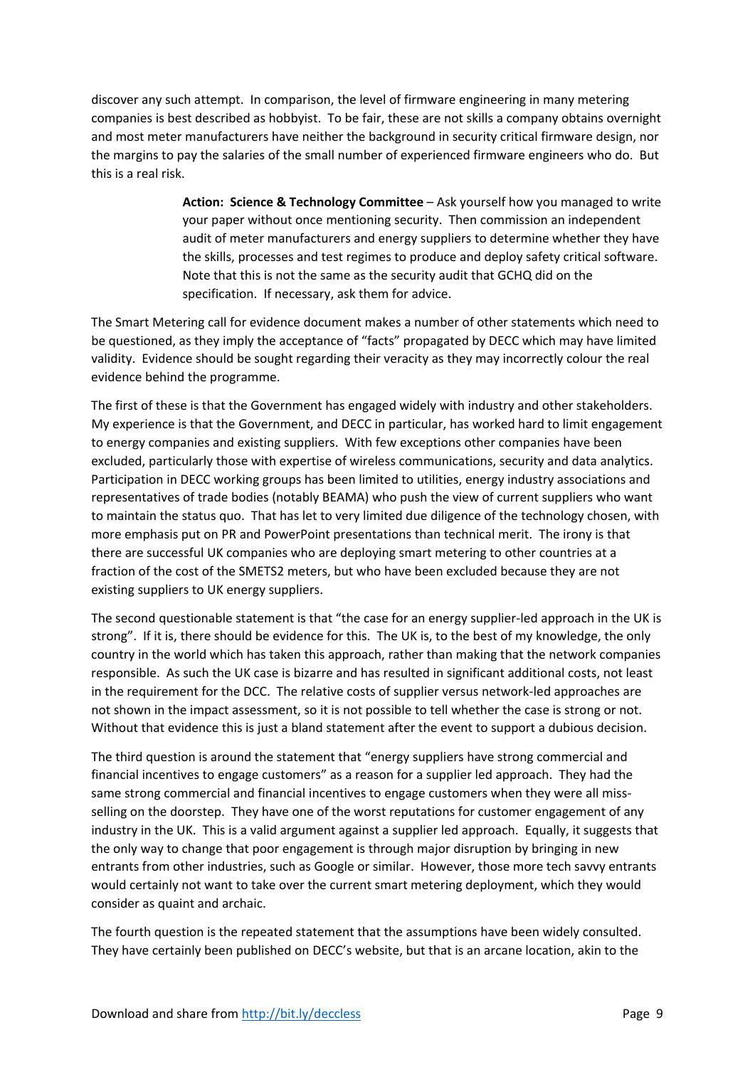discover any such attempt. In comparison, the level of firmware engineering in many metering companies is best described as hobbyist. To be fair, these are not skills a company obtains overnight and most meter manufacturers have neither the background in security critical firmware design, nor the margins to pay the salaries of the small number of experienced firmware engineers who do. But this is a real risk.

> **Action: Science & Technology Committee** – Ask yourself how you managed to write your paper without once mentioning security. Then commission an independent audit of meter manufacturers and energy suppliers to determine whether they have the skills, processes and test regimes to produce and deploy safety critical software. Note that this is not the same as the security audit that GCHQ did on the specification. If necessary, ask them for advice.

The Smart Metering call for evidence document makes a number of other statements which need to be questioned, as they imply the acceptance of "facts" propagated by DECC which may have limited validity. Evidence should be sought regarding their veracity as they may incorrectly colour the real evidence behind the programme.

The first of these is that the Government has engaged widely with industry and other stakeholders. My experience is that the Government, and DECC in particular, has worked hard to limit engagement to energy companies and existing suppliers. With few exceptions other companies have been excluded, particularly those with expertise of wireless communications, security and data analytics. Participation in DECC working groups has been limited to utilities, energy industry associations and representatives of trade bodies (notably BEAMA) who push the view of current suppliers who want to maintain the status quo. That has let to very limited due diligence of the technology chosen, with more emphasis put on PR and PowerPoint presentations than technical merit. The irony is that there are successful UK companies who are deploying smart metering to other countries at a fraction of the cost of the SMETS2 meters, but who have been excluded because they are not existing suppliers to UK energy suppliers.

The second questionable statement is that "the case for an energy supplier-led approach in the UK is strong". If it is, there should be evidence for this. The UK is, to the best of my knowledge, the only country in the world which has taken this approach, rather than making that the network companies responsible. As such the UK case is bizarre and has resulted in significant additional costs, not least in the requirement for the DCC. The relative costs of supplier versus network-led approaches are not shown in the impact assessment, so it is not possible to tell whether the case is strong or not. Without that evidence this is just a bland statement after the event to support a dubious decision.

The third question is around the statement that "energy suppliers have strong commercial and financial incentives to engage customers" as a reason for a supplier led approach. They had the same strong commercial and financial incentives to engage customers when they were all miss-selling on the doorstep. They have one of the worst reputations for customer engagement of any industry in the UK. This is a valid argument against a supplier led approach. Equally, it suggests that the only way to change that poor engagement is through major disruption by bringing in new entrants from other industries, such as Google or similar. However, those more tech savvy entrants would certainly not want to take over the current smart metering deployment, which they would consider as quaint and archaic.

The fourth question is the repeated statement that the assumptions have been widely consulted. They have certainly been published on DECC's website, but that is an arcane location, akin to the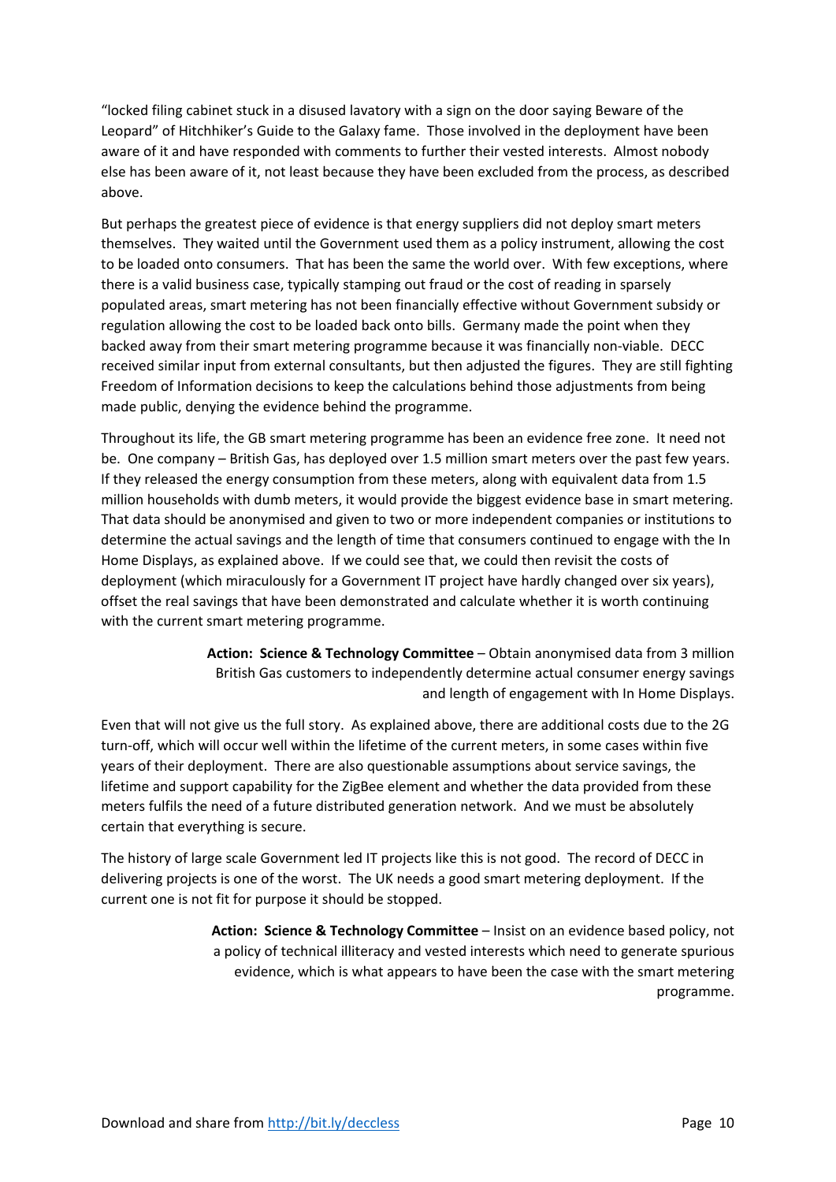"locked filing cabinet stuck in a disused lavatory with a sign on the door saying Beware of the Leopard" of Hitchhiker's Guide to the Galaxy fame. Those involved in the deployment have been aware of it and have responded with comments to further their vested interests. Almost nobody else has been aware of it, not least because they have been excluded from the process, as described above.

But perhaps the greatest piece of evidence is that energy suppliers did not deploy smart meters themselves. They waited until the Government used them as a policy instrument, allowing the cost to be loaded onto consumers. That has been the same the world over. With few exceptions, where there is a valid business case, typically stamping out fraud or the cost of reading in sparsely populated areas, smart metering has not been financially effective without Government subsidy or regulation allowing the cost to be loaded back onto bills. Germany made the point when they backed away from their smart metering programme because it was financially non-viable. DECC received similar input from external consultants, but then adjusted the figures. They are still fighting Freedom of Information decisions to keep the calculations behind those adjustments from being made public, denying the evidence behind the programme.

Throughout its life, the GB smart metering programme has been an evidence free zone. It need not be. One company – British Gas, has deployed over 1.5 million smart meters over the past few years. If they released the energy consumption from these meters, along with equivalent data from 1.5 million households with dumb meters, it would provide the biggest evidence base in smart metering. That data should be anonymised and given to two or more independent companies or institutions to determine the actual savings and the length of time that consumers continued to engage with the In Home Displays, as explained above. If we could see that, we could then revisit the costs of deployment (which miraculously for a Government IT project have hardly changed over six years), offset the real savings that have been demonstrated and calculate whether it is worth continuing with the current smart metering programme.

> **Action: Science & Technology Committee** – Obtain anonymised data from 3 million British Gas customers to independently determine actual consumer energy savings and length of engagement with In Home Displays.

Even that will not give us the full story. As explained above, there are additional costs due to the 2G turn-off, which will occur well within the lifetime of the current meters, in some cases within five years of their deployment. There are also questionable assumptions about service savings, the lifetime and support capability for the ZigBee element and whether the data provided from these meters fulfils the need of a future distributed generation network. And we must be absolutely certain that everything is secure.

The history of large scale Government led IT projects like this is not good. The record of DECC in delivering projects is one of the worst. The UK needs a good smart metering deployment. If the current one is not fit for purpose it should be stopped.

> **Action: Science & Technology Committee** – Insist on an evidence based policy, not a policy of technical illiteracy and vested interests which need to generate spurious evidence, which is what appears to have been the case with the smart metering programme.

Download and share from http://bit.ly/deccless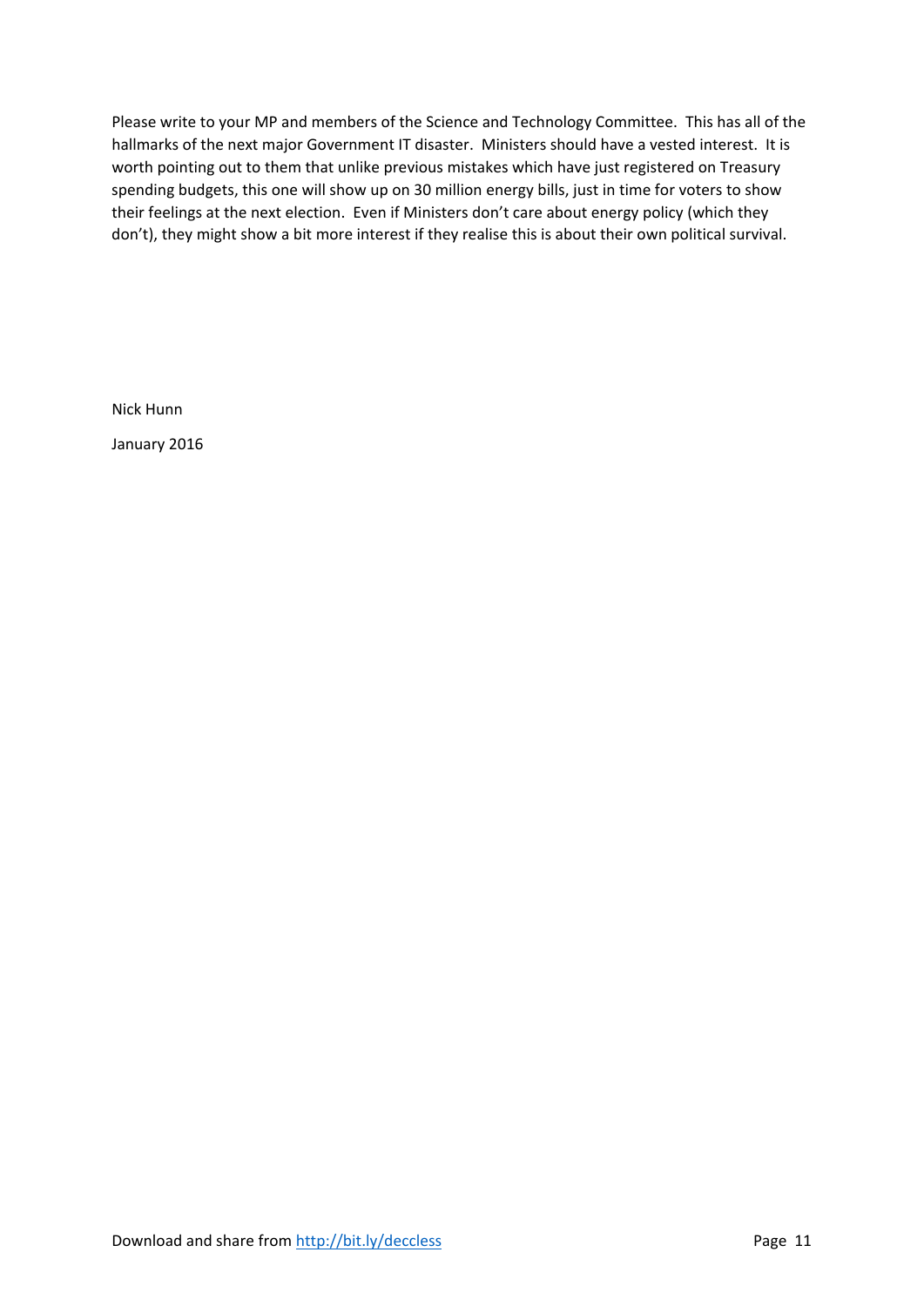Please write to your MP and members of the Science and Technology Committee. This has all of the hallmarks of the next major Government IT disaster. Ministers should have a vested interest. It is worth pointing out to them that unlike previous mistakes which have just registered on Treasury spending budgets, this one will show up on 30 million energy bills, just in time for voters to show their feelings at the next election. Even if Ministers don't care about energy policy (which they don't), they might show a bit more interest if they realise this is about their own political survival.

Nick Hunn

January 2016